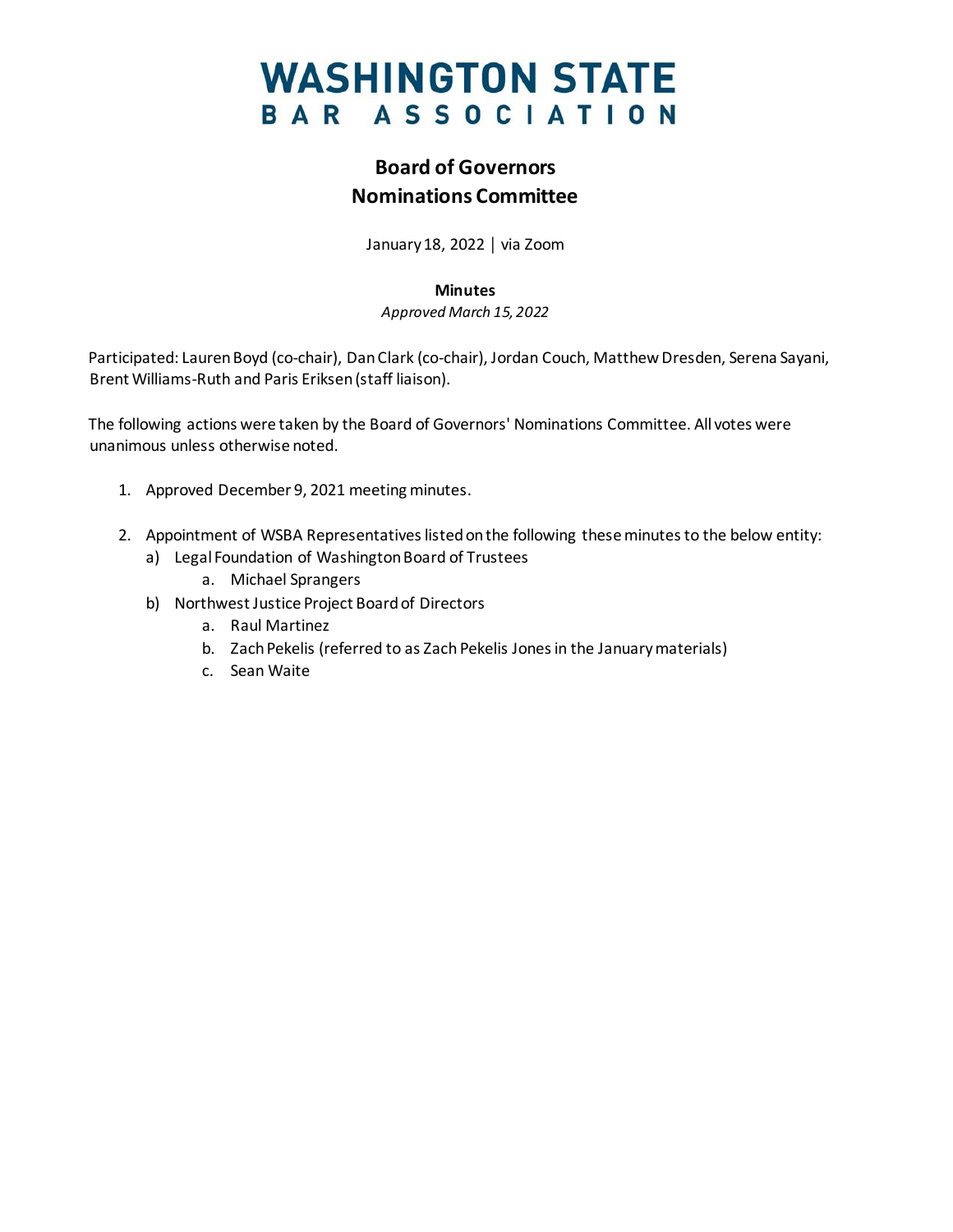# WASHINGTON STATE BAR ASSOCIATION

## Board of Governors
## Nominations Committee

January 18, 2022 | via Zoom

**Minutes**

*Approved March 15, 2022*

Participated: Lauren Boyd (co-chair), Dan Clark (co-chair), Jordan Couch, Matthew Dresden, Serena Sayani, Brent Williams-Ruth and Paris Eriksen (staff liaison).

The following actions were taken by the Board of Governors' Nominations Committee. All votes were unanimous unless otherwise noted.

1. Approved December 9, 2021 meeting minutes.

2. Appointment of WSBA Representatives listed on the following these minutes to the below entity:
   a) Legal Foundation of Washington Board of Trustees
      a. Michael Sprangers
   b) Northwest Justice Project Board of Directors
      a. Raul Martinez
      b. Zach Pekelis (referred to as Zach Pekelis Jones in the January materials)
      c. Sean Waite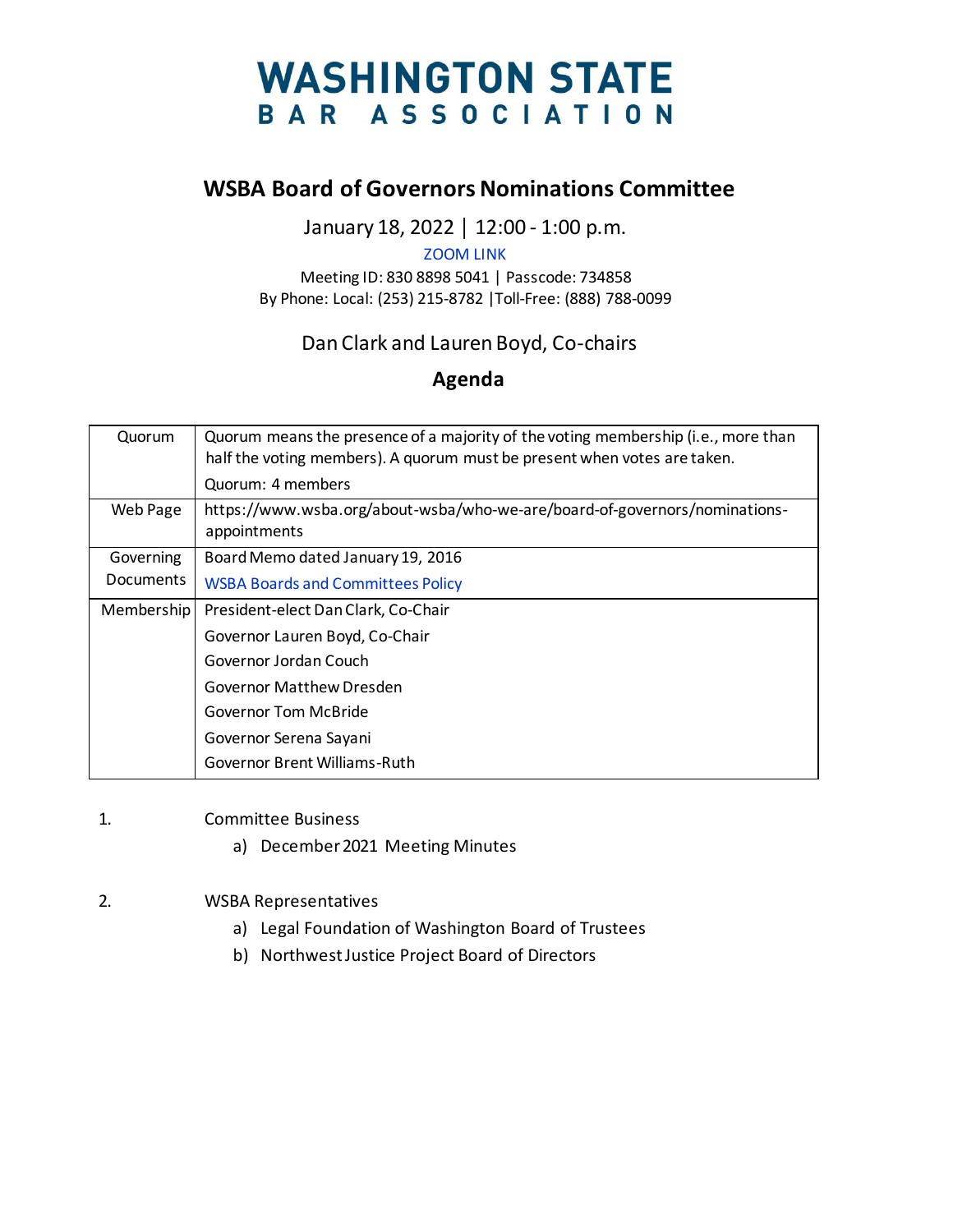# WASHINGTON STATE BAR ASSOCIATION

## WSBA Board of Governors Nominations Committee

January 18, 2022 | 12:00 - 1:00 p.m.

ZOOM LINK

Meeting ID: 830 8898 5041 | Passcode: 734858

By Phone: Local: (253) 215-8782 |Toll-Free: (888) 788-0099

Dan Clark and Lauren Boyd, Co-chairs

### Agenda

| | |
|---|---|
| Quorum | Quorum means the presence of a majority of the voting membership (i.e., more than half the voting members). A quorum must be present when votes are taken.<br>Quorum: 4 members |
| Web Page | https://www.wsba.org/about-wsba/who-we-are/board-of-governors/nominations-appointments |
| Governing Documents | Board Memo dated January 19, 2016<br>WSBA Boards and Committees Policy |
| Membership | President-elect Dan Clark, Co-Chair<br>Governor Lauren Boyd, Co-Chair<br>Governor Jordan Couch<br>Governor Matthew Dresden<br>Governor Tom McBride<br>Governor Serena Sayani<br>Governor Brent Williams-Ruth |

1. Committee Business
   a) December 2021 Meeting Minutes

2. WSBA Representatives
   a) Legal Foundation of Washington Board of Trustees
   b) Northwest Justice Project Board of Directors